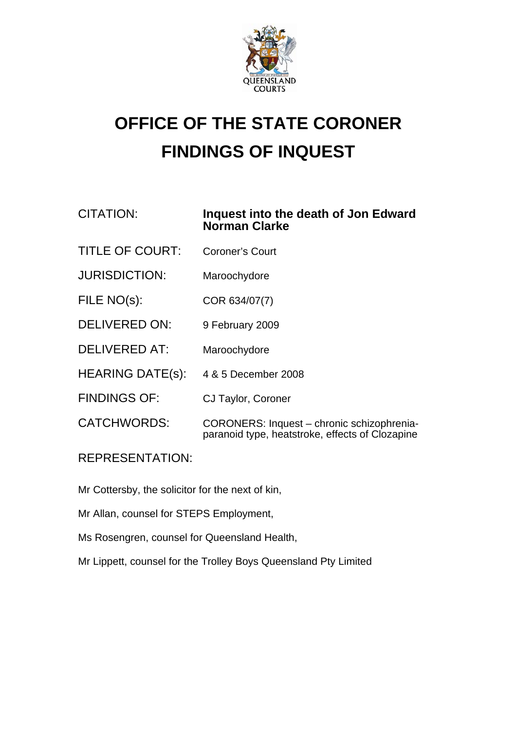# OFFICE OF THE STATE CORONER
# FINDINGS OF INQUEST

| | |
|---|---|
| CITATION: | **Inquest into the death of Jon Edward Norman Clarke** |
| TITLE OF COURT: | Coroner's Court |
| JURISDICTION: | Maroochydore |
| FILE NO(s): | COR 634/07(7) |
| DELIVERED ON: | 9 February 2009 |
| DELIVERED AT: | Maroochydore |
| HEARING DATE(s): | 4 & 5 December 2008 |
| FINDINGS OF: | CJ Taylor, Coroner |
| CATCHWORDS: | CORONERS: Inquest – chronic schizophrenia-paranoid type, heatstroke, effects of Clozapine |

REPRESENTATION:

Mr Cottersby, the solicitor for the next of kin,

Mr Allan, counsel for STEPS Employment,

Ms Rosengren, counsel for Queensland Health,

Mr Lippett, counsel for the Trolley Boys Queensland Pty Limited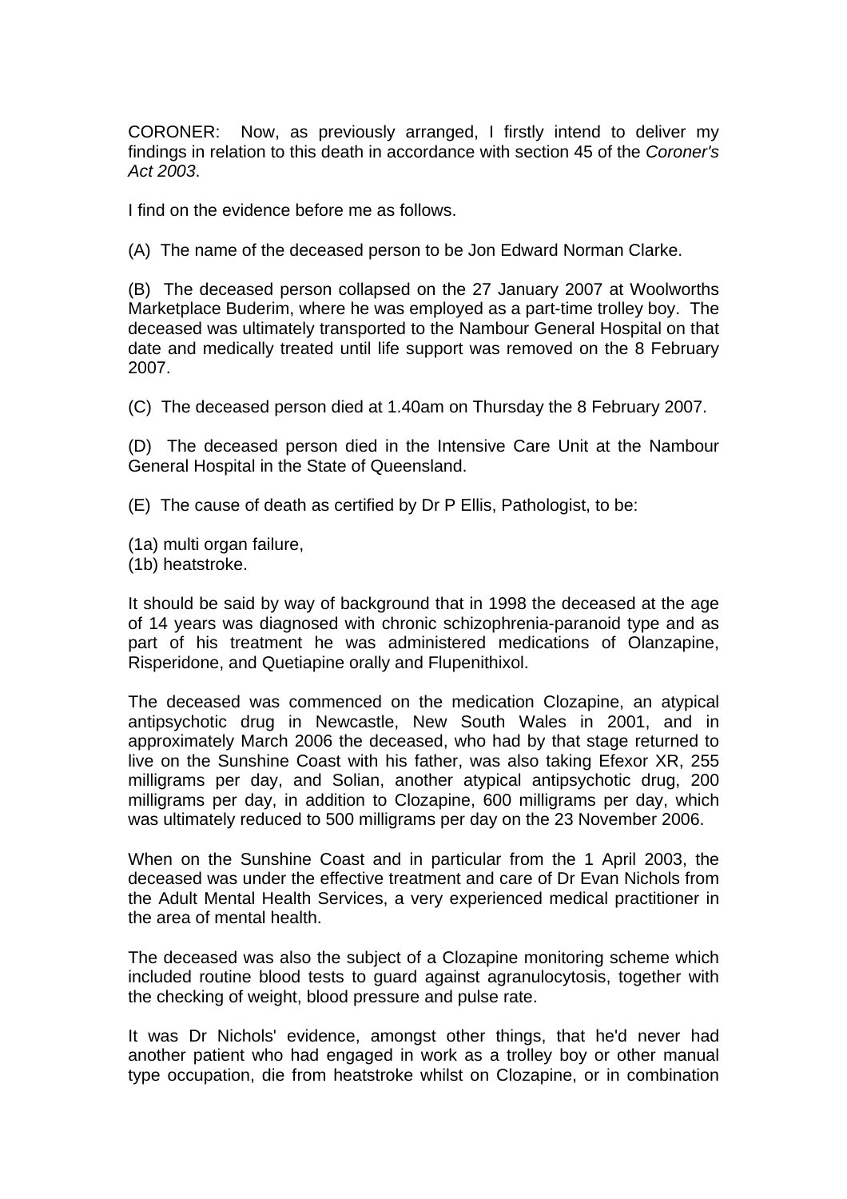CORONER: Now, as previously arranged, I firstly intend to deliver my findings in relation to this death in accordance with section 45 of the *Coroner's Act 2003*.

I find on the evidence before me as follows.

(A) The name of the deceased person to be Jon Edward Norman Clarke.

(B) The deceased person collapsed on the 27 January 2007 at Woolworths Marketplace Buderim, where he was employed as a part-time trolley boy. The deceased was ultimately transported to the Nambour General Hospital on that date and medically treated until life support was removed on the 8 February 2007.

(C) The deceased person died at 1.40am on Thursday the 8 February 2007.

(D) The deceased person died in the Intensive Care Unit at the Nambour General Hospital in the State of Queensland.

(E) The cause of death as certified by Dr P Ellis, Pathologist, to be:

(1a) multi organ failure,
(1b) heatstroke.

It should be said by way of background that in 1998 the deceased at the age of 14 years was diagnosed with chronic schizophrenia-paranoid type and as part of his treatment he was administered medications of Olanzapine, Risperidone, and Quetiapine orally and Flupenithixol.

The deceased was commenced on the medication Clozapine, an atypical antipsychotic drug in Newcastle, New South Wales in 2001, and in approximately March 2006 the deceased, who had by that stage returned to live on the Sunshine Coast with his father, was also taking Efexor XR, 255 milligrams per day, and Solian, another atypical antipsychotic drug, 200 milligrams per day, in addition to Clozapine, 600 milligrams per day, which was ultimately reduced to 500 milligrams per day on the 23 November 2006.

When on the Sunshine Coast and in particular from the 1 April 2003, the deceased was under the effective treatment and care of Dr Evan Nichols from the Adult Mental Health Services, a very experienced medical practitioner in the area of mental health.

The deceased was also the subject of a Clozapine monitoring scheme which included routine blood tests to guard against agranulocytosis, together with the checking of weight, blood pressure and pulse rate.

It was Dr Nichols' evidence, amongst other things, that he'd never had another patient who had engaged in work as a trolley boy or other manual type occupation, die from heatstroke whilst on Clozapine, or in combination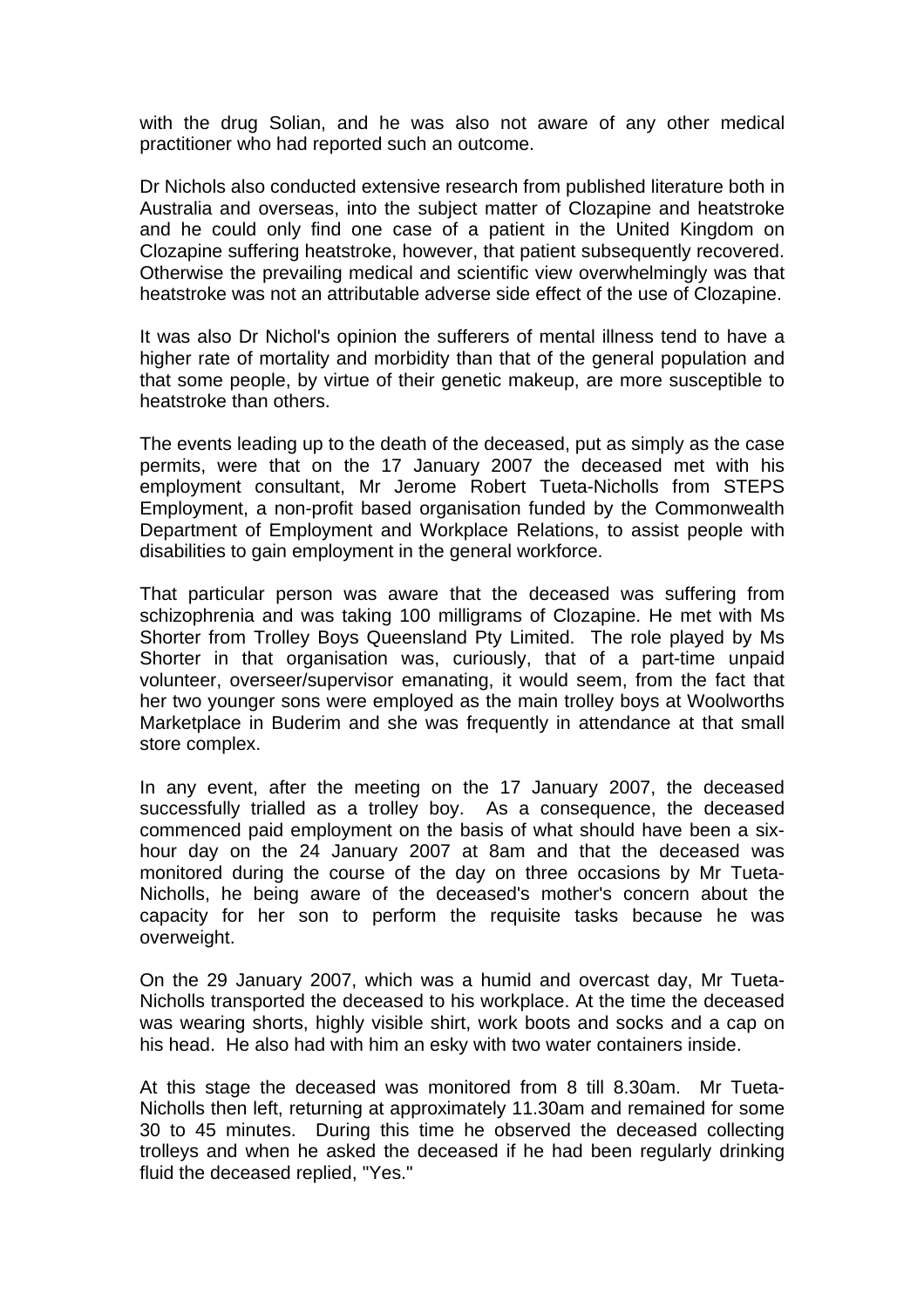with the drug Solian, and he was also not aware of any other medical practitioner who had reported such an outcome.

Dr Nichols also conducted extensive research from published literature both in Australia and overseas, into the subject matter of Clozapine and heatstroke and he could only find one case of a patient in the United Kingdom on Clozapine suffering heatstroke, however, that patient subsequently recovered. Otherwise the prevailing medical and scientific view overwhelmingly was that heatstroke was not an attributable adverse side effect of the use of Clozapine.

It was also Dr Nichol's opinion the sufferers of mental illness tend to have a higher rate of mortality and morbidity than that of the general population and that some people, by virtue of their genetic makeup, are more susceptible to heatstroke than others.

The events leading up to the death of the deceased, put as simply as the case permits, were that on the 17 January 2007 the deceased met with his employment consultant, Mr Jerome Robert Tueta-Nicholls from STEPS Employment, a non-profit based organisation funded by the Commonwealth Department of Employment and Workplace Relations, to assist people with disabilities to gain employment in the general workforce.

That particular person was aware that the deceased was suffering from schizophrenia and was taking 100 milligrams of Clozapine. He met with Ms Shorter from Trolley Boys Queensland Pty Limited. The role played by Ms Shorter in that organisation was, curiously, that of a part-time unpaid volunteer, overseer/supervisor emanating, it would seem, from the fact that her two younger sons were employed as the main trolley boys at Woolworths Marketplace in Buderim and she was frequently in attendance at that small store complex.

In any event, after the meeting on the 17 January 2007, the deceased successfully trialled as a trolley boy. As a consequence, the deceased commenced paid employment on the basis of what should have been a six-hour day on the 24 January 2007 at 8am and that the deceased was monitored during the course of the day on three occasions by Mr Tueta-Nicholls, he being aware of the deceased's mother's concern about the capacity for her son to perform the requisite tasks because he was overweight.

On the 29 January 2007, which was a humid and overcast day, Mr Tueta-Nicholls transported the deceased to his workplace. At the time the deceased was wearing shorts, highly visible shirt, work boots and socks and a cap on his head. He also had with him an esky with two water containers inside.

At this stage the deceased was monitored from 8 till 8.30am. Mr Tueta-Nicholls then left, returning at approximately 11.30am and remained for some 30 to 45 minutes. During this time he observed the deceased collecting trolleys and when he asked the deceased if he had been regularly drinking fluid the deceased replied, "Yes."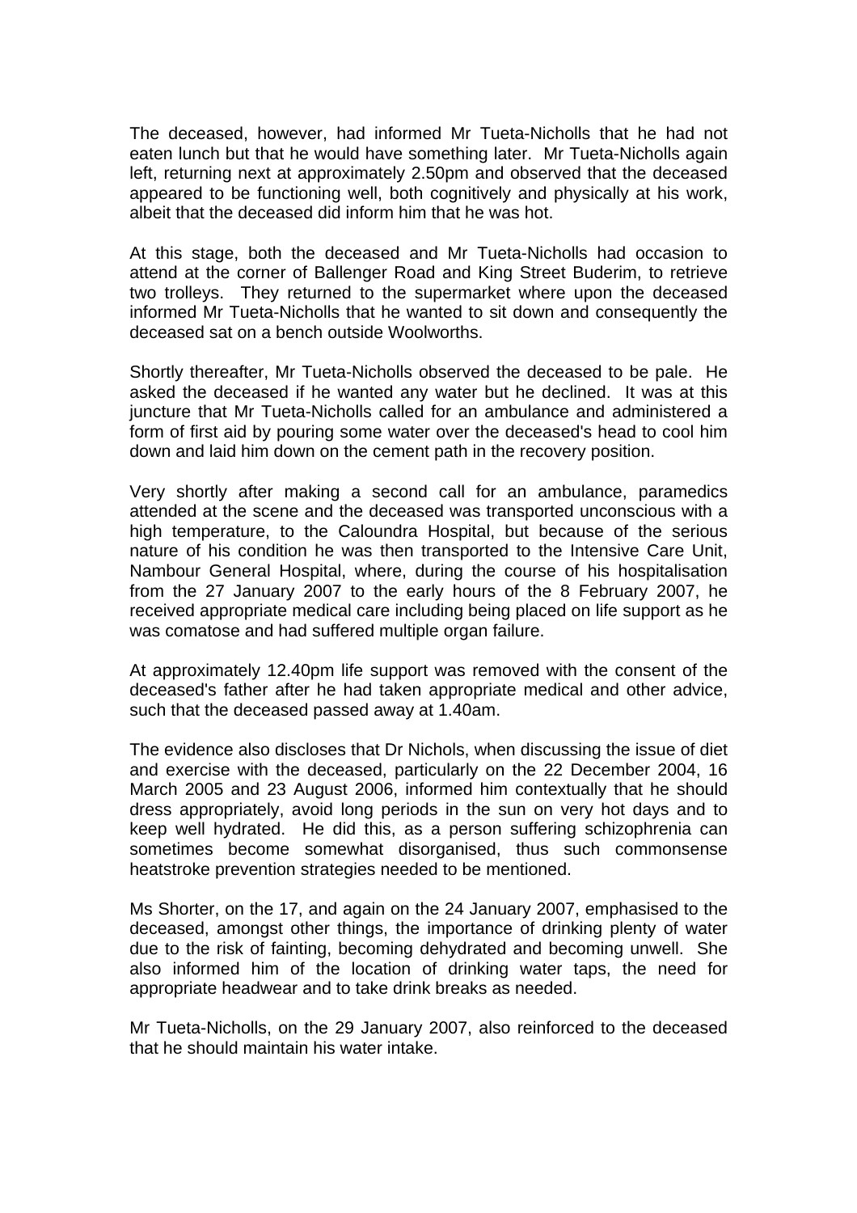The deceased, however, had informed Mr Tueta-Nicholls that he had not eaten lunch but that he would have something later. Mr Tueta-Nicholls again left, returning next at approximately 2.50pm and observed that the deceased appeared to be functioning well, both cognitively and physically at his work, albeit that the deceased did inform him that he was hot.

At this stage, both the deceased and Mr Tueta-Nicholls had occasion to attend at the corner of Ballenger Road and King Street Buderim, to retrieve two trolleys. They returned to the supermarket where upon the deceased informed Mr Tueta-Nicholls that he wanted to sit down and consequently the deceased sat on a bench outside Woolworths.

Shortly thereafter, Mr Tueta-Nicholls observed the deceased to be pale. He asked the deceased if he wanted any water but he declined. It was at this juncture that Mr Tueta-Nicholls called for an ambulance and administered a form of first aid by pouring some water over the deceased's head to cool him down and laid him down on the cement path in the recovery position.

Very shortly after making a second call for an ambulance, paramedics attended at the scene and the deceased was transported unconscious with a high temperature, to the Caloundra Hospital, but because of the serious nature of his condition he was then transported to the Intensive Care Unit, Nambour General Hospital, where, during the course of his hospitalisation from the 27 January 2007 to the early hours of the 8 February 2007, he received appropriate medical care including being placed on life support as he was comatose and had suffered multiple organ failure.

At approximately 12.40pm life support was removed with the consent of the deceased's father after he had taken appropriate medical and other advice, such that the deceased passed away at 1.40am.

The evidence also discloses that Dr Nichols, when discussing the issue of diet and exercise with the deceased, particularly on the 22 December 2004, 16 March 2005 and 23 August 2006, informed him contextually that he should dress appropriately, avoid long periods in the sun on very hot days and to keep well hydrated. He did this, as a person suffering schizophrenia can sometimes become somewhat disorganised, thus such commonsense heatstroke prevention strategies needed to be mentioned.

Ms Shorter, on the 17, and again on the 24 January 2007, emphasised to the deceased, amongst other things, the importance of drinking plenty of water due to the risk of fainting, becoming dehydrated and becoming unwell. She also informed him of the location of drinking water taps, the need for appropriate headwear and to take drink breaks as needed.

Mr Tueta-Nicholls, on the 29 January 2007, also reinforced to the deceased that he should maintain his water intake.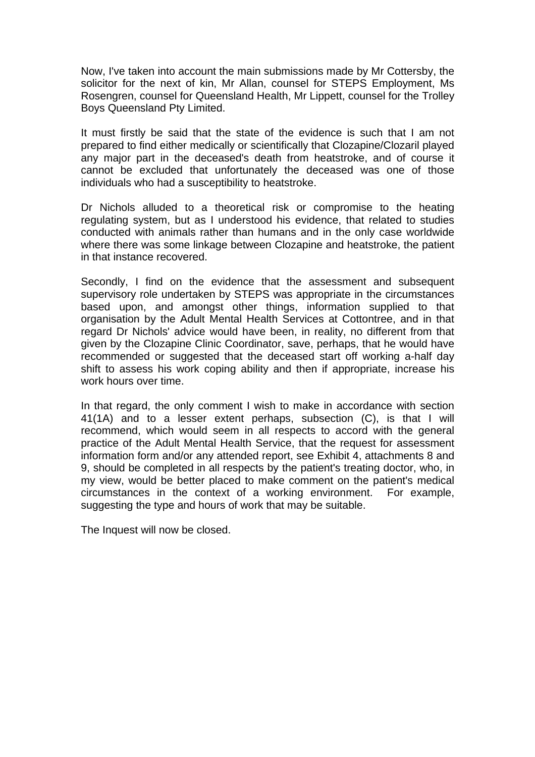Now, I've taken into account the main submissions made by Mr Cottersby, the solicitor for the next of kin, Mr Allan, counsel for STEPS Employment, Ms Rosengren, counsel for Queensland Health, Mr Lippett, counsel for the Trolley Boys Queensland Pty Limited.

It must firstly be said that the state of the evidence is such that I am not prepared to find either medically or scientifically that Clozapine/Clozaril played any major part in the deceased's death from heatstroke, and of course it cannot be excluded that unfortunately the deceased was one of those individuals who had a susceptibility to heatstroke.

Dr Nichols alluded to a theoretical risk or compromise to the heating regulating system, but as I understood his evidence, that related to studies conducted with animals rather than humans and in the only case worldwide where there was some linkage between Clozapine and heatstroke, the patient in that instance recovered.

Secondly, I find on the evidence that the assessment and subsequent supervisory role undertaken by STEPS was appropriate in the circumstances based upon, and amongst other things, information supplied to that organisation by the Adult Mental Health Services at Cottontree, and in that regard Dr Nichols' advice would have been, in reality, no different from that given by the Clozapine Clinic Coordinator, save, perhaps, that he would have recommended or suggested that the deceased start off working a-half day shift to assess his work coping ability and then if appropriate, increase his work hours over time.

In that regard, the only comment I wish to make in accordance with section 41(1A) and to a lesser extent perhaps, subsection (C), is that I will recommend, which would seem in all respects to accord with the general practice of the Adult Mental Health Service, that the request for assessment information form and/or any attended report, see Exhibit 4, attachments 8 and 9, should be completed in all respects by the patient's treating doctor, who, in my view, would be better placed to make comment on the patient's medical circumstances in the context of a working environment. For example, suggesting the type and hours of work that may be suitable.

The Inquest will now be closed.